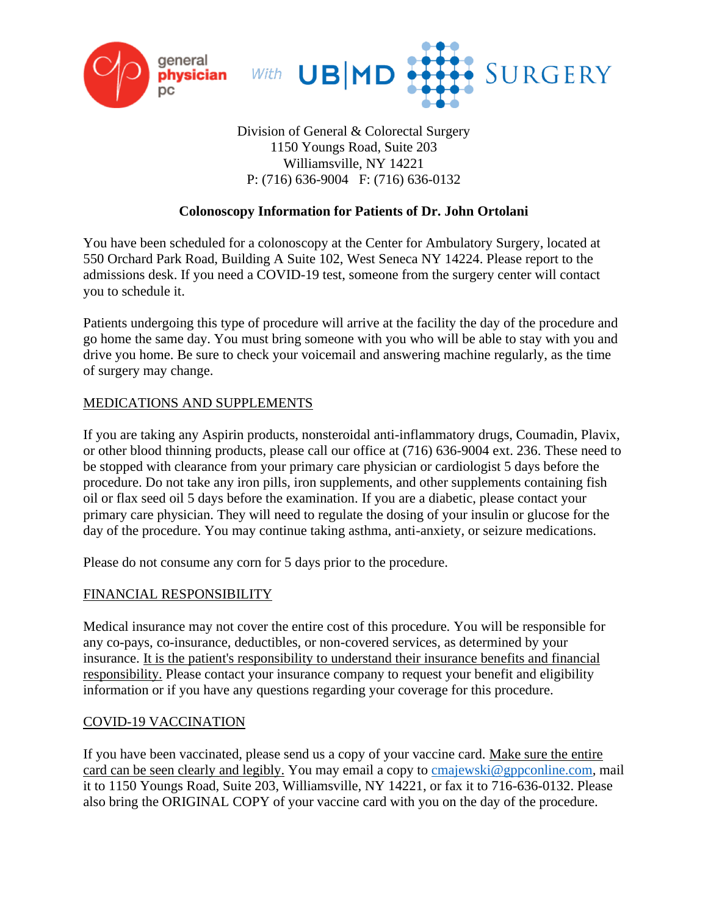general physician pc *With* UB|MD SURGERY

Division of General & Colorectal Surgery
1150 Youngs Road, Suite 203
Williamsville, NY 14221
P: (716) 636-9004 F: (716) 636-0132

**Colonoscopy Information for Patients of Dr. John Ortolani**

You have been scheduled for a colonoscopy at the Center for Ambulatory Surgery, located at 550 Orchard Park Road, Building A Suite 102, West Seneca NY 14224. Please report to the admissions desk. If you need a COVID-19 test, someone from the surgery center will contact you to schedule it.

Patients undergoing this type of procedure will arrive at the facility the day of the procedure and go home the same day. You must bring someone with you who will be able to stay with you and drive you home. Be sure to check your voicemail and answering machine regularly, as the time of surgery may change.

MEDICATIONS AND SUPPLEMENTS

If you are taking any Aspirin products, nonsteroidal anti-inflammatory drugs, Coumadin, Plavix, or other blood thinning products, please call our office at (716) 636-9004 ext. 236. These need to be stopped with clearance from your primary care physician or cardiologist 5 days before the procedure. Do not take any iron pills, iron supplements, and other supplements containing fish oil or flax seed oil 5 days before the examination. If you are a diabetic, please contact your primary care physician. They will need to regulate the dosing of your insulin or glucose for the day of the procedure. You may continue taking asthma, anti-anxiety, or seizure medications.

Please do not consume any corn for 5 days prior to the procedure.

FINANCIAL RESPONSIBILITY

Medical insurance may not cover the entire cost of this procedure. You will be responsible for any co-pays, co-insurance, deductibles, or non-covered services, as determined by your insurance. It is the patient's responsibility to understand their insurance benefits and financial responsibility. Please contact your insurance company to request your benefit and eligibility information or if you have any questions regarding your coverage for this procedure.

COVID-19 VACCINATION

If you have been vaccinated, please send us a copy of your vaccine card. Make sure the entire card can be seen clearly and legibly. You may email a copy to cmajewski@gppconline.com, mail it to 1150 Youngs Road, Suite 203, Williamsville, NY 14221, or fax it to 716-636-0132. Please also bring the ORIGINAL COPY of your vaccine card with you on the day of the procedure.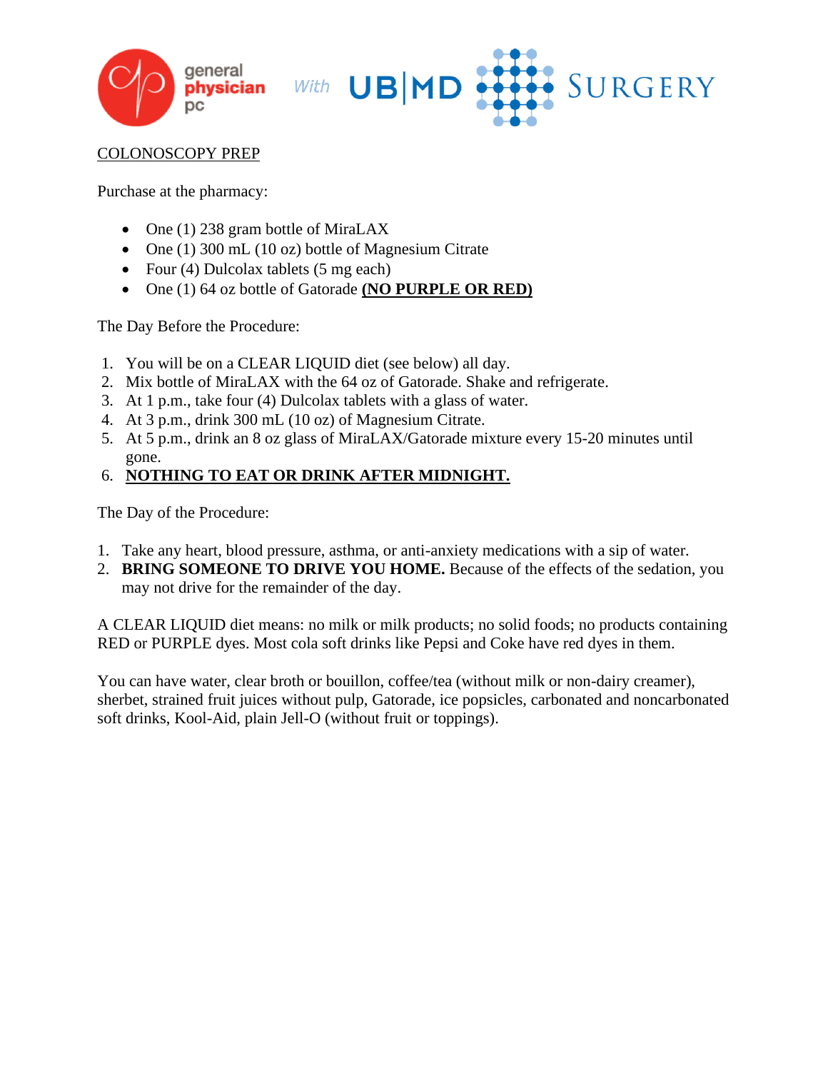general physician pc With UB|MD SURGERY

COLONOSCOPY PREP

Purchase at the pharmacy:

- One (1) 238 gram bottle of MiraLAX
- One (1) 300 mL (10 oz) bottle of Magnesium Citrate
- Four (4) Dulcolax tablets (5 mg each)
- One (1) 64 oz bottle of Gatorade **(NO PURPLE OR RED)**

The Day Before the Procedure:

1. You will be on a CLEAR LIQUID diet (see below) all day.
2. Mix bottle of MiraLAX with the 64 oz of Gatorade. Shake and refrigerate.
3. At 1 p.m., take four (4) Dulcolax tablets with a glass of water.
4. At 3 p.m., drink 300 mL (10 oz) of Magnesium Citrate.
5. At 5 p.m., drink an 8 oz glass of MiraLAX/Gatorade mixture every 15-20 minutes until gone.
6. **NOTHING TO EAT OR DRINK AFTER MIDNIGHT.**

The Day of the Procedure:

1. Take any heart, blood pressure, asthma, or anti-anxiety medications with a sip of water.
2. **BRING SOMEONE TO DRIVE YOU HOME.** Because of the effects of the sedation, you may not drive for the remainder of the day.

A CLEAR LIQUID diet means: no milk or milk products; no solid foods; no products containing RED or PURPLE dyes. Most cola soft drinks like Pepsi and Coke have red dyes in them.

You can have water, clear broth or bouillon, coffee/tea (without milk or non-dairy creamer), sherbet, strained fruit juices without pulp, Gatorade, ice popsicles, carbonated and noncarbonated soft drinks, Kool-Aid, plain Jell-O (without fruit or toppings).